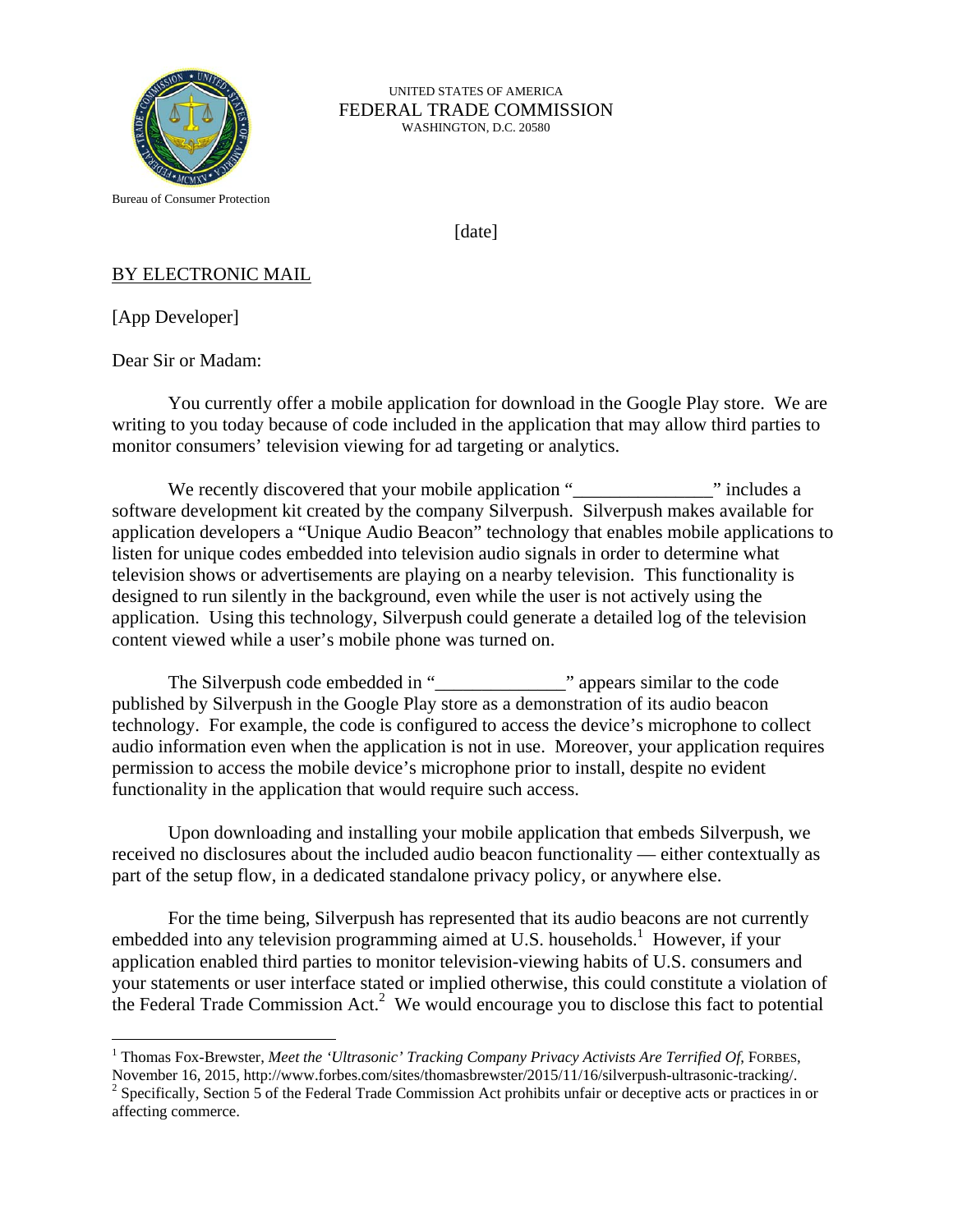UNITED STATES OF AMERICA
FEDERAL TRADE COMMISSION
WASHINGTON, D.C. 20580

Bureau of Consumer Protection

[date]

BY ELECTRONIC MAIL

[App Developer]

Dear Sir or Madam:

You currently offer a mobile application for download in the Google Play store. We are writing to you today because of code included in the application that may allow third parties to monitor consumers' television viewing for ad targeting or analytics.

We recently discovered that your mobile application "______________" includes a software development kit created by the company Silverpush. Silverpush makes available for application developers a "Unique Audio Beacon" technology that enables mobile applications to listen for unique codes embedded into television audio signals in order to determine what television shows or advertisements are playing on a nearby television. This functionality is designed to run silently in the background, even while the user is not actively using the application. Using this technology, Silverpush could generate a detailed log of the television content viewed while a user's mobile phone was turned on.

The Silverpush code embedded in "_____________" appears similar to the code published by Silverpush in the Google Play store as a demonstration of its audio beacon technology. For example, the code is configured to access the device's microphone to collect audio information even when the application is not in use. Moreover, your application requires permission to access the mobile device's microphone prior to install, despite no evident functionality in the application that would require such access.

Upon downloading and installing your mobile application that embeds Silverpush, we received no disclosures about the included audio beacon functionality — either contextually as part of the setup flow, in a dedicated standalone privacy policy, or anywhere else.

For the time being, Silverpush has represented that its audio beacons are not currently embedded into any television programming aimed at U.S. households.[1] However, if your application enabled third parties to monitor television-viewing habits of U.S. consumers and your statements or user interface stated or implied otherwise, this could constitute a violation of the Federal Trade Commission Act.[2] We would encourage you to disclose this fact to potential

---

[1] Thomas Fox-Brewster, *Meet the 'Ultrasonic' Tracking Company Privacy Activists Are Terrified Of*, FORBES, November 16, 2015, http://www.forbes.com/sites/thomasbrewster/2015/11/16/silverpush-ultrasonic-tracking/.

[2] Specifically, Section 5 of the Federal Trade Commission Act prohibits unfair or deceptive acts or practices in or affecting commerce.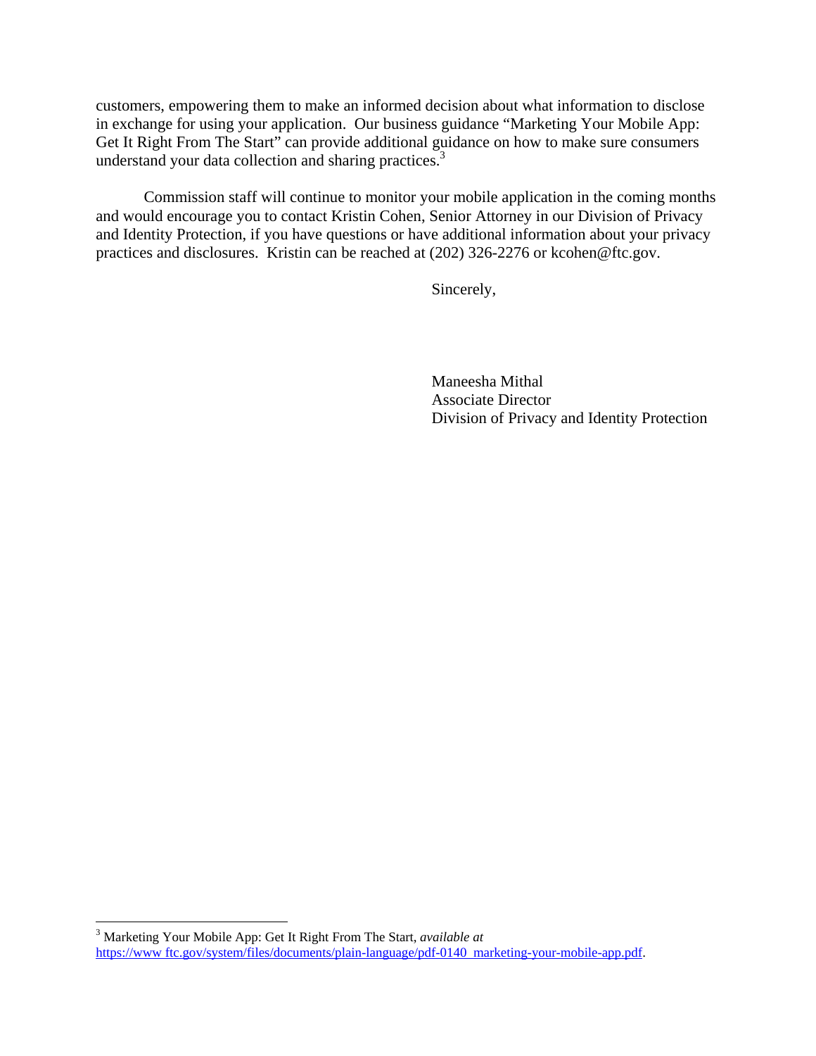customers, empowering them to make an informed decision about what information to disclose in exchange for using your application. Our business guidance "Marketing Your Mobile App: Get It Right From The Start" can provide additional guidance on how to make sure consumers understand your data collection and sharing practices.[3]

Commission staff will continue to monitor your mobile application in the coming months and would encourage you to contact Kristin Cohen, Senior Attorney in our Division of Privacy and Identity Protection, if you have questions or have additional information about your privacy practices and disclosures. Kristin can be reached at (202) 326-2276 or kcohen@ftc.gov.

Sincerely,

Maneesha Mithal
Associate Director
Division of Privacy and Identity Protection

---

[3] Marketing Your Mobile App: Get It Right From The Start, *available at* https://www ftc.gov/system/files/documents/plain-language/pdf-0140 marketing-your-mobile-app.pdf.